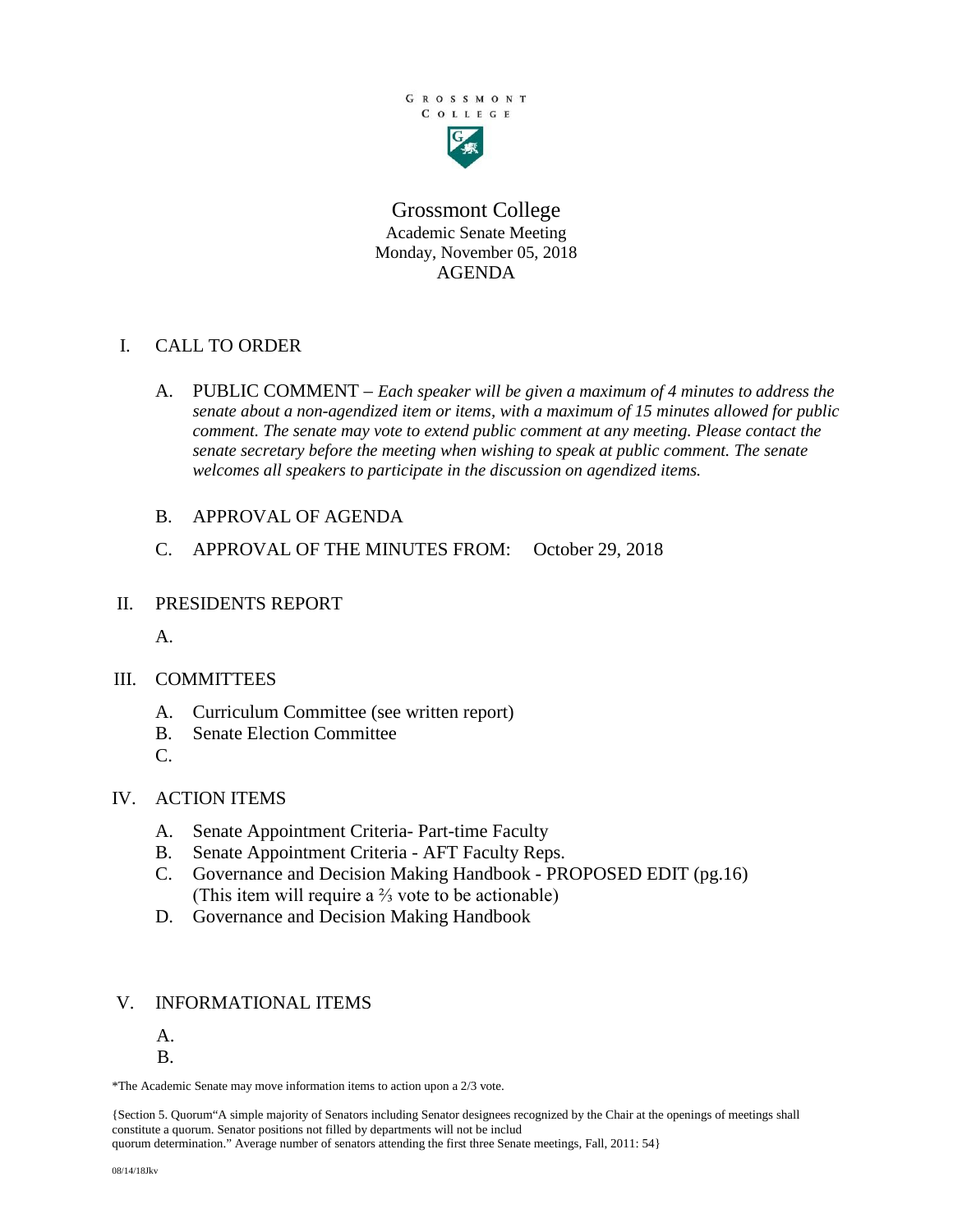GROSSMONT
COLLEGE

# Grossmont College

Academic Senate Meeting
Monday, November 05, 2018
AGENDA

I. CALL TO ORDER

   A. PUBLIC COMMENT – *Each speaker will be given a maximum of 4 minutes to address the senate about a non-agendized item or items, with a maximum of 15 minutes allowed for public comment. The senate may vote to extend public comment at any meeting. Please contact the senate secretary before the meeting when wishing to speak at public comment. The senate welcomes all speakers to participate in the discussion on agendized items.*

   B. APPROVAL OF AGENDA

   C. APPROVAL OF THE MINUTES FROM: October 29, 2018

II. PRESIDENTS REPORT

   A.

III. COMMITTEES

   A. Curriculum Committee (see written report)
   B. Senate Election Committee
   C.

IV. ACTION ITEMS

   A. Senate Appointment Criteria- Part-time Faculty
   B. Senate Appointment Criteria - AFT Faculty Reps.
   C. Governance and Decision Making Handbook - PROPOSED EDIT (pg.16) (This item will require a ⅔ vote to be actionable)
   D. Governance and Decision Making Handbook

V. INFORMATIONAL ITEMS

   A.
   B.

*The Academic Senate may move information items to action upon a 2/3 vote.

{Section 5. Quorum"A simple majority of Senators including Senator designees recognized by the Chair at the openings of meetings shall constitute a quorum. Senator positions not filled by departments will not be includ
quorum determination." Average number of senators attending the first three Senate meetings, Fall, 2011: 54}

08/14/18Jkv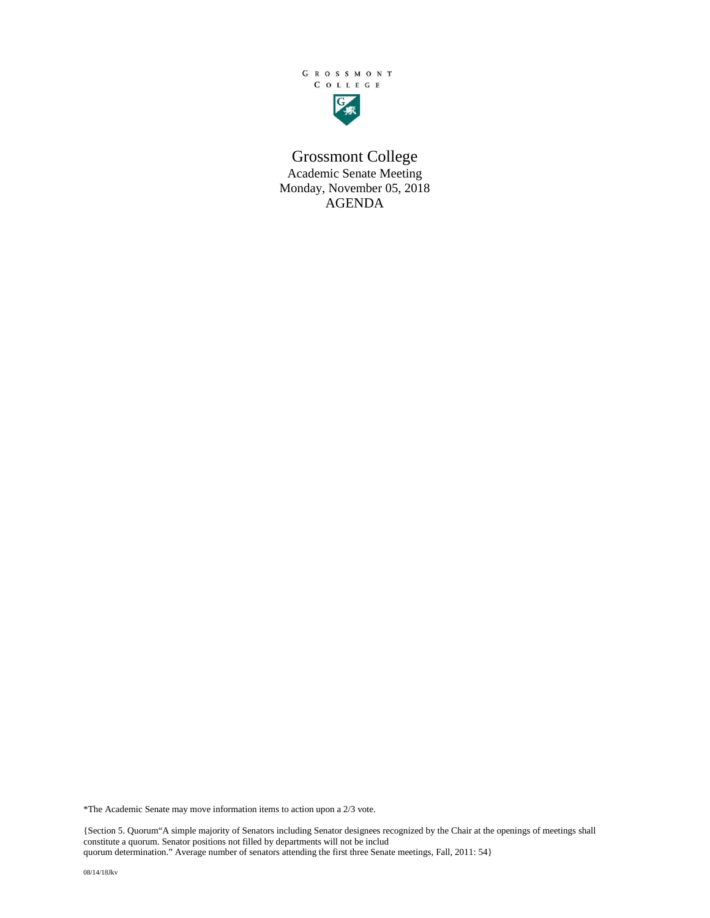GROSSMONT
COLLEGE

# Grossmont College

Academic Senate Meeting
Monday, November 05, 2018
AGENDA

*The Academic Senate may move information items to action upon a 2/3 vote.

{Section 5. Quorum"A simple majority of Senators including Senator designees recognized by the Chair at the openings of meetings shall constitute a quorum. Senator positions not filled by departments will not be includ
quorum determination." Average number of senators attending the first three Senate meetings, Fall, 2011: 54}

08/14/18Jkv